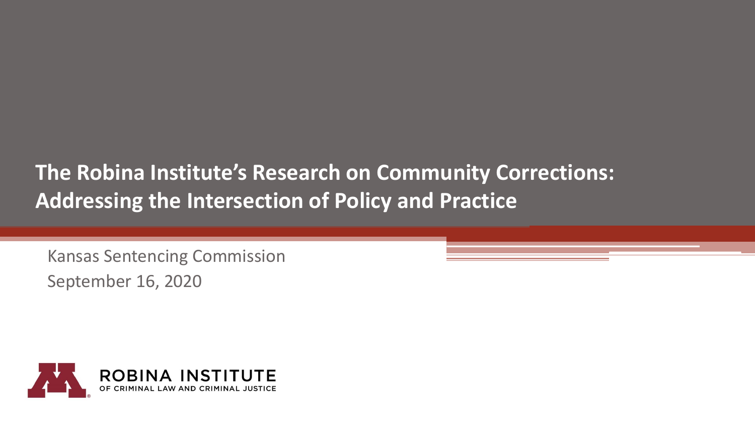# The Robina Institute's Research on Community Corrections: Addressing the Intersection of Policy and Practice

Kansas Sentencing Commission

September 16, 2020

ROBINA INSTITUTE
OF CRIMINAL LAW AND CRIMINAL JUSTICE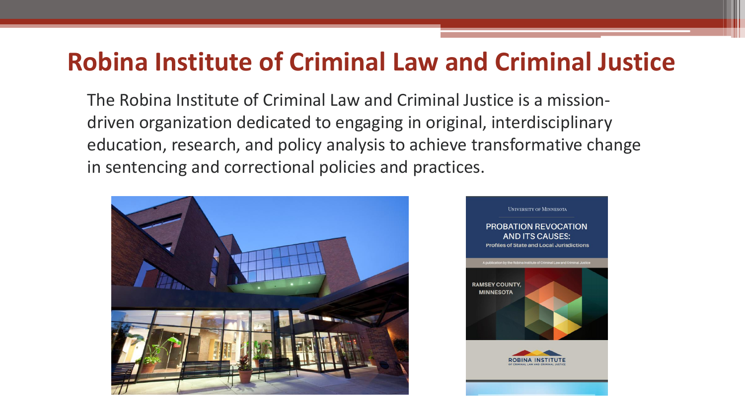# Robina Institute of Criminal Law and Criminal Justice

The Robina Institute of Criminal Law and Criminal Justice is a mission-driven organization dedicated to engaging in original, interdisciplinary education, research, and policy analysis to achieve transformative change in sentencing and correctional policies and practices.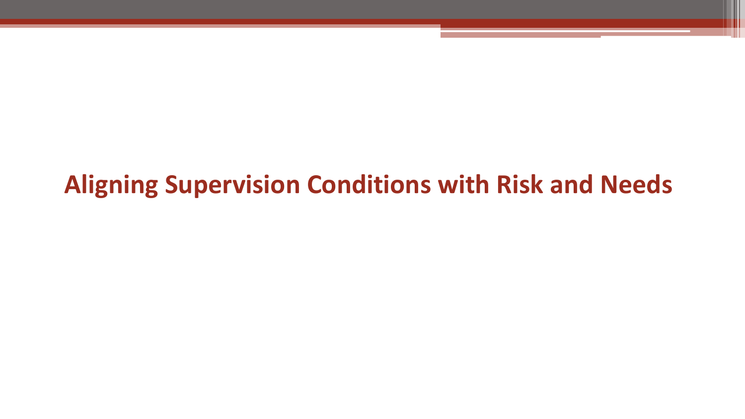# Aligning Supervision Conditions with Risk and Needs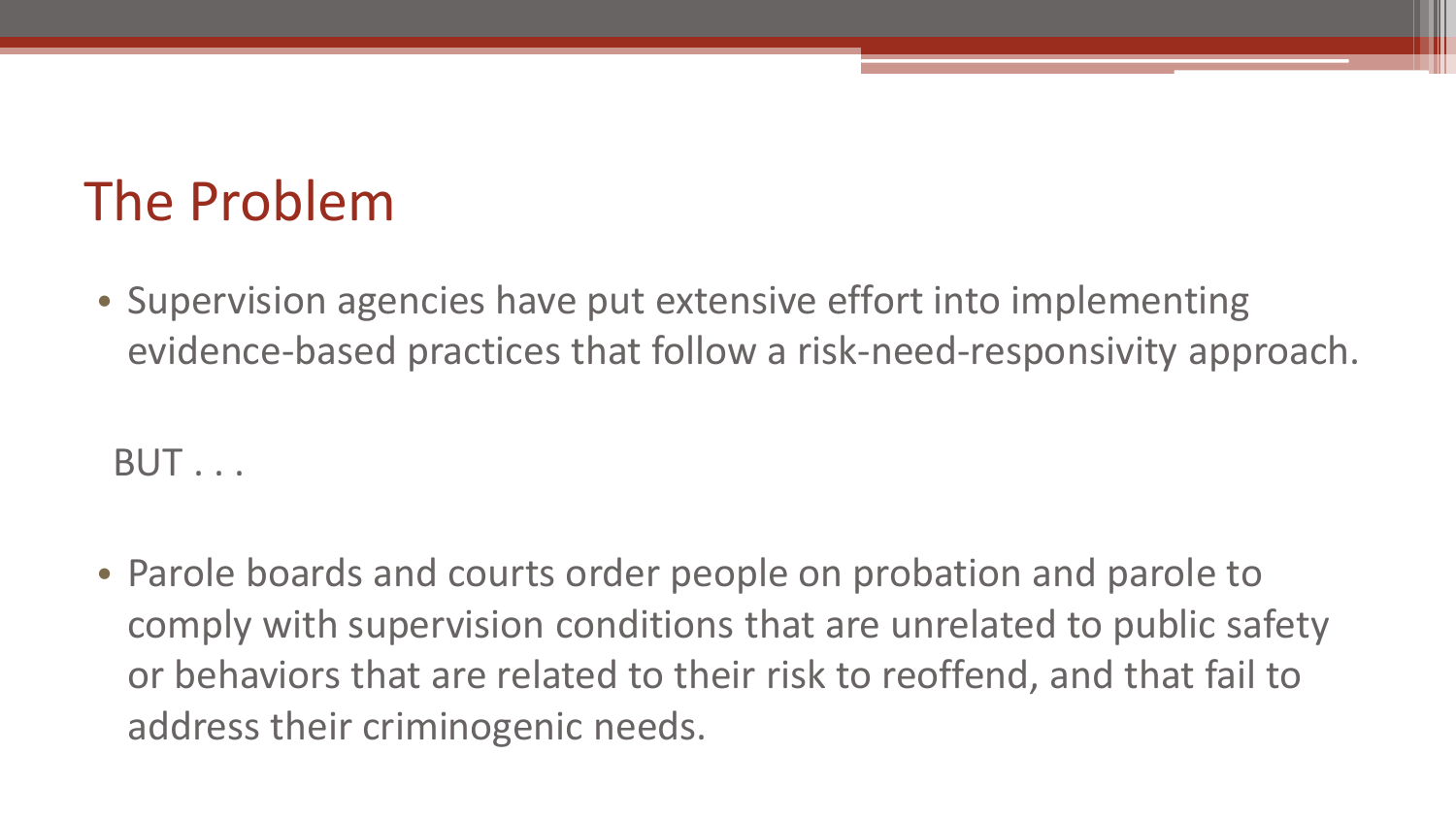# The Problem

- Supervision agencies have put extensive effort into implementing evidence-based practices that follow a risk-need-responsivity approach.

BUT . . .

- Parole boards and courts order people on probation and parole to comply with supervision conditions that are unrelated to public safety or behaviors that are related to their risk to reoffend, and that fail to address their criminogenic needs.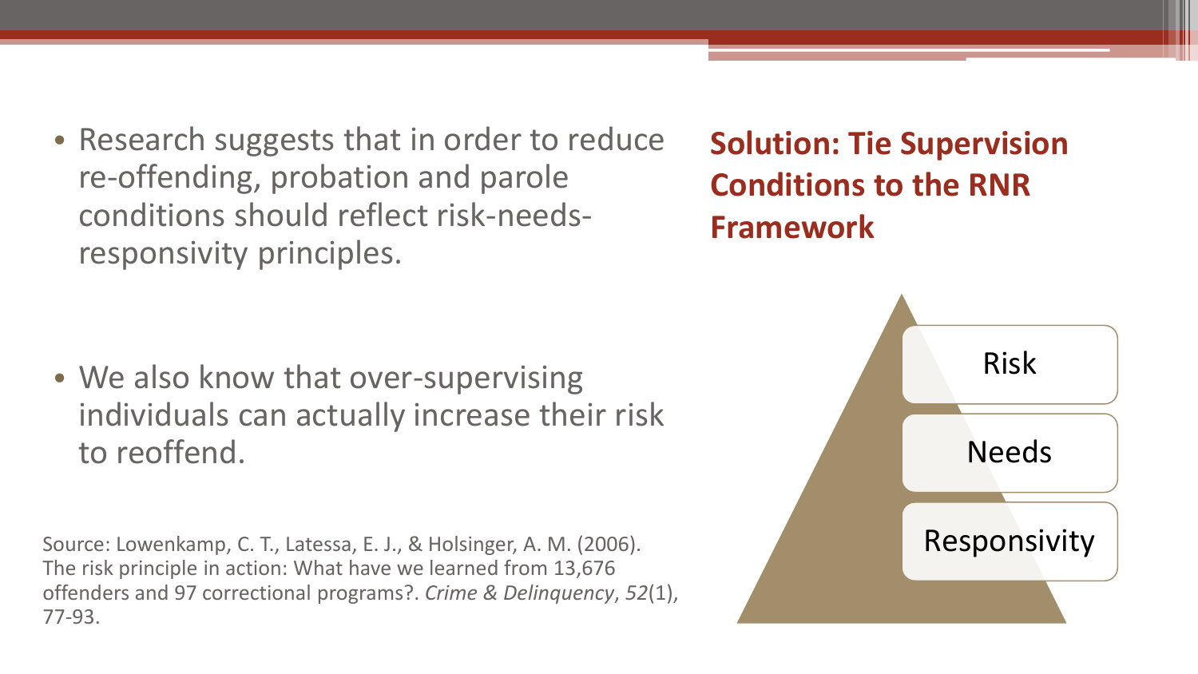- Research suggests that in order to reduce re-offending, probation and parole conditions should reflect risk-needs-responsivity principles.

- We also know that over-supervising individuals can actually increase their risk to reoffend.

Source: Lowenkamp, C. T., Latessa, E. J., & Holsinger, A. M. (2006). The risk principle in action: What have we learned from 13,676 offenders and 97 correctional programs?. *Crime & Delinquency*, *52*(1), 77-93.

## Solution: Tie Supervision Conditions to the RNR Framework

- Risk
- Needs
- Responsivity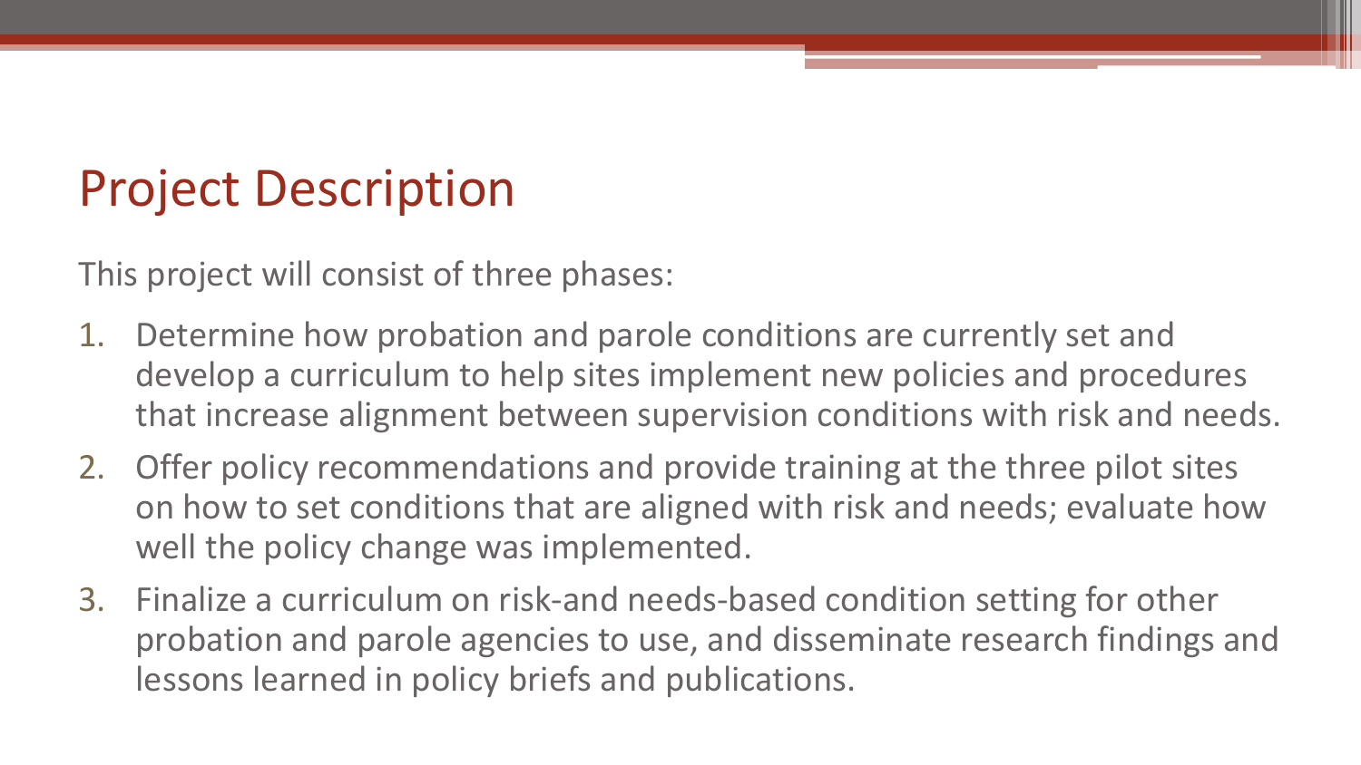# Project Description

This project will consist of three phases:

1. Determine how probation and parole conditions are currently set and develop a curriculum to help sites implement new policies and procedures that increase alignment between supervision conditions with risk and needs.
2. Offer policy recommendations and provide training at the three pilot sites on how to set conditions that are aligned with risk and needs; evaluate how well the policy change was implemented.
3. Finalize a curriculum on risk-and needs-based condition setting for other probation and parole agencies to use, and disseminate research findings and lessons learned in policy briefs and publications.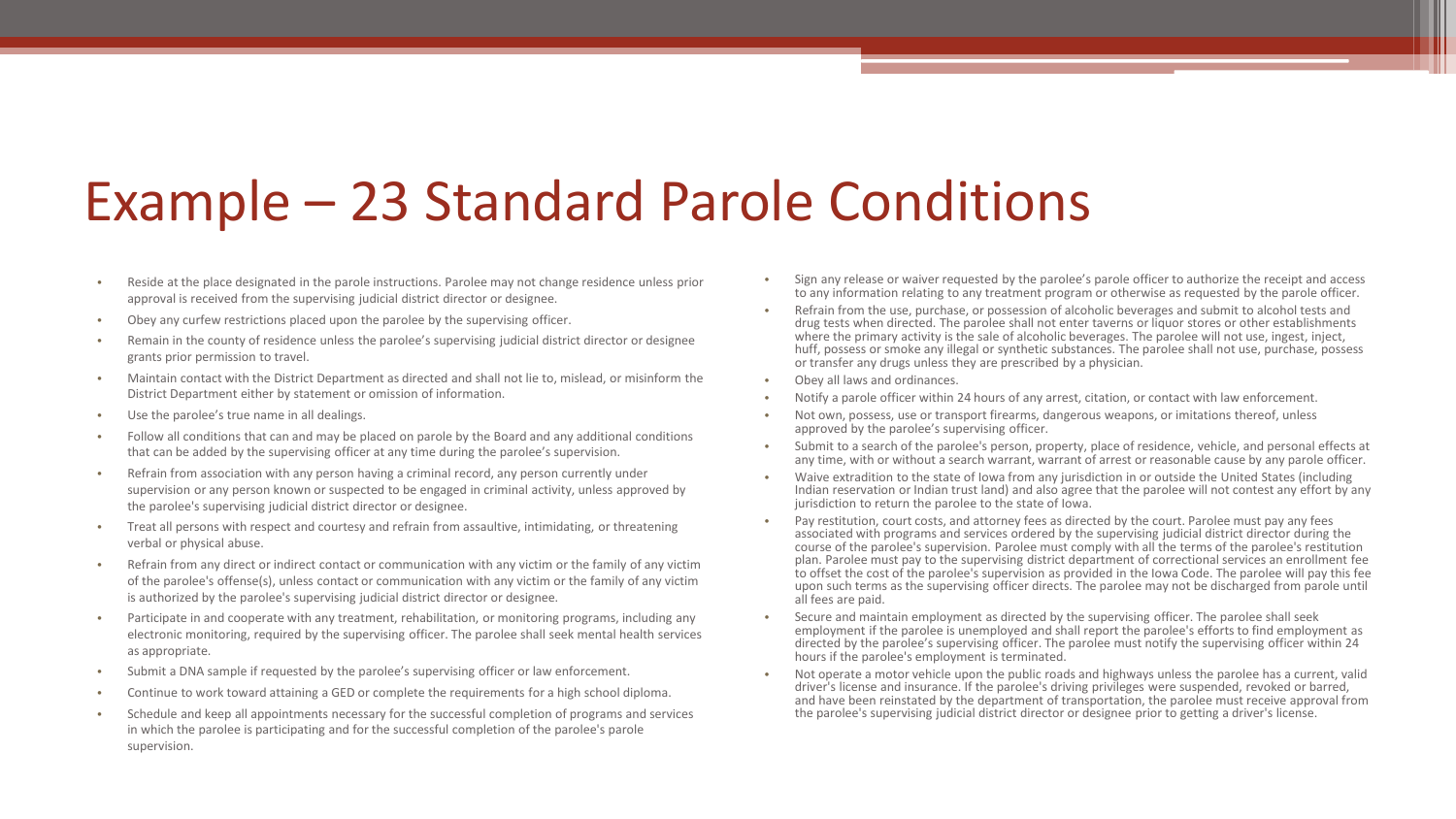# Example – 23 Standard Parole Conditions

- Reside at the place designated in the parole instructions. Parolee may not change residence unless prior approval is received from the supervising judicial district director or designee.
- Obey any curfew restrictions placed upon the parolee by the supervising officer.
- Remain in the county of residence unless the parolee’s supervising judicial district director or designee grants prior permission to travel.
- Maintain contact with the District Department as directed and shall not lie to, mislead, or misinform the District Department either by statement or omission of information.
- Use the parolee’s true name in all dealings.
- Follow all conditions that can and may be placed on parole by the Board and any additional conditions that can be added by the supervising officer at any time during the parolee’s supervision.
- Refrain from association with any person having a criminal record, any person currently under supervision or any person known or suspected to be engaged in criminal activity, unless approved by the parolee's supervising judicial district director or designee.
- Treat all persons with respect and courtesy and refrain from assaultive, intimidating, or threatening verbal or physical abuse.
- Refrain from any direct or indirect contact or communication with any victim or the family of any victim of the parolee's offense(s), unless contact or communication with any victim or the family of any victim is authorized by the parolee's supervising judicial district director or designee.
- Participate in and cooperate with any treatment, rehabilitation, or monitoring programs, including any electronic monitoring, required by the supervising officer. The parolee shall seek mental health services as appropriate.
- Submit a DNA sample if requested by the parolee’s supervising officer or law enforcement.
- Continue to work toward attaining a GED or complete the requirements for a high school diploma.
- Schedule and keep all appointments necessary for the successful completion of programs and services in which the parolee is participating and for the successful completion of the parolee's parole supervision.
- Sign any release or waiver requested by the parolee’s parole officer to authorize the receipt and access to any information relating to any treatment program or otherwise as requested by the parole officer.
- Refrain from the use, purchase, or possession of alcoholic beverages and submit to alcohol tests and drug tests when directed. The parolee shall not enter taverns or liquor stores or other establishments where the primary activity is the sale of alcoholic beverages. The parolee will not use, ingest, inject, huff, possess or smoke any illegal or synthetic substances. The parolee shall not use, purchase, possess or transfer any drugs unless they are prescribed by a physician.
- Obey all laws and ordinances.
- Notify a parole officer within 24 hours of any arrest, citation, or contact with law enforcement.
- Not own, possess, use or transport firearms, dangerous weapons, or imitations thereof, unless approved by the parolee’s supervising officer.
- Submit to a search of the parolee's person, property, place of residence, vehicle, and personal effects at any time, with or without a search warrant, warrant of arrest or reasonable cause by any parole officer.
- Waive extradition to the state of Iowa from any jurisdiction in or outside the United States (including Indian reservation or Indian trust land) and also agree that the parolee will not contest any effort by any jurisdiction to return the parolee to the state of Iowa.
- Pay restitution, court costs, and attorney fees as directed by the court. Parolee must pay any fees associated with programs and services ordered by the supervising judicial district director during the course of the parolee's supervision. Parolee must comply with all the terms of the parolee's restitution plan. Parolee must pay to the supervising district department of correctional services an enrollment fee to offset the cost of the parolee's supervision as provided in the Iowa Code. The parolee will pay this fee upon such terms as the supervising officer directs. The parolee may not be discharged from parole until all fees are paid.
- Secure and maintain employment as directed by the supervising officer. The parolee shall seek employment if the parolee is unemployed and shall report the parolee's efforts to find employment as directed by the parolee’s supervising officer. The parolee must notify the supervising officer within 24 hours if the parolee's employment is terminated.
- Not operate a motor vehicle upon the public roads and highways unless the parolee has a current, valid driver's license and insurance. If the parolee's driving privileges were suspended, revoked or barred, and have been reinstated by the department of transportation, the parolee must receive approval from the parolee's supervising judicial district director or designee prior to getting a driver's license.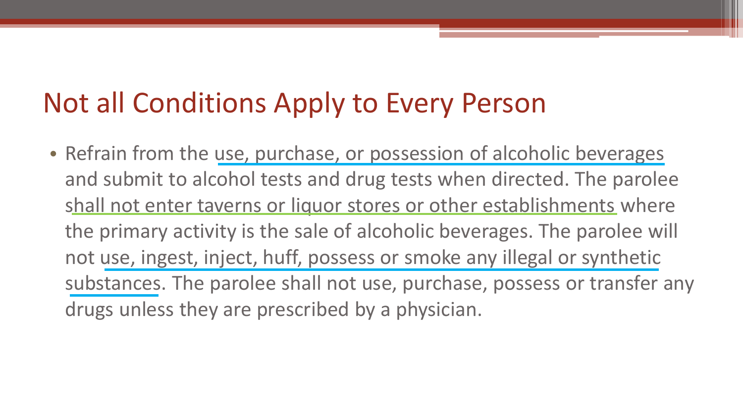# Not all Conditions Apply to Every Person

- Refrain from the use, purchase, or possession of alcoholic beverages and submit to alcohol tests and drug tests when directed. The parolee shall not enter taverns or liquor stores or other establishments where the primary activity is the sale of alcoholic beverages. The parolee will not use, ingest, inject, huff, possess or smoke any illegal or synthetic substances. The parolee shall not use, purchase, possess or transfer any drugs unless they are prescribed by a physician.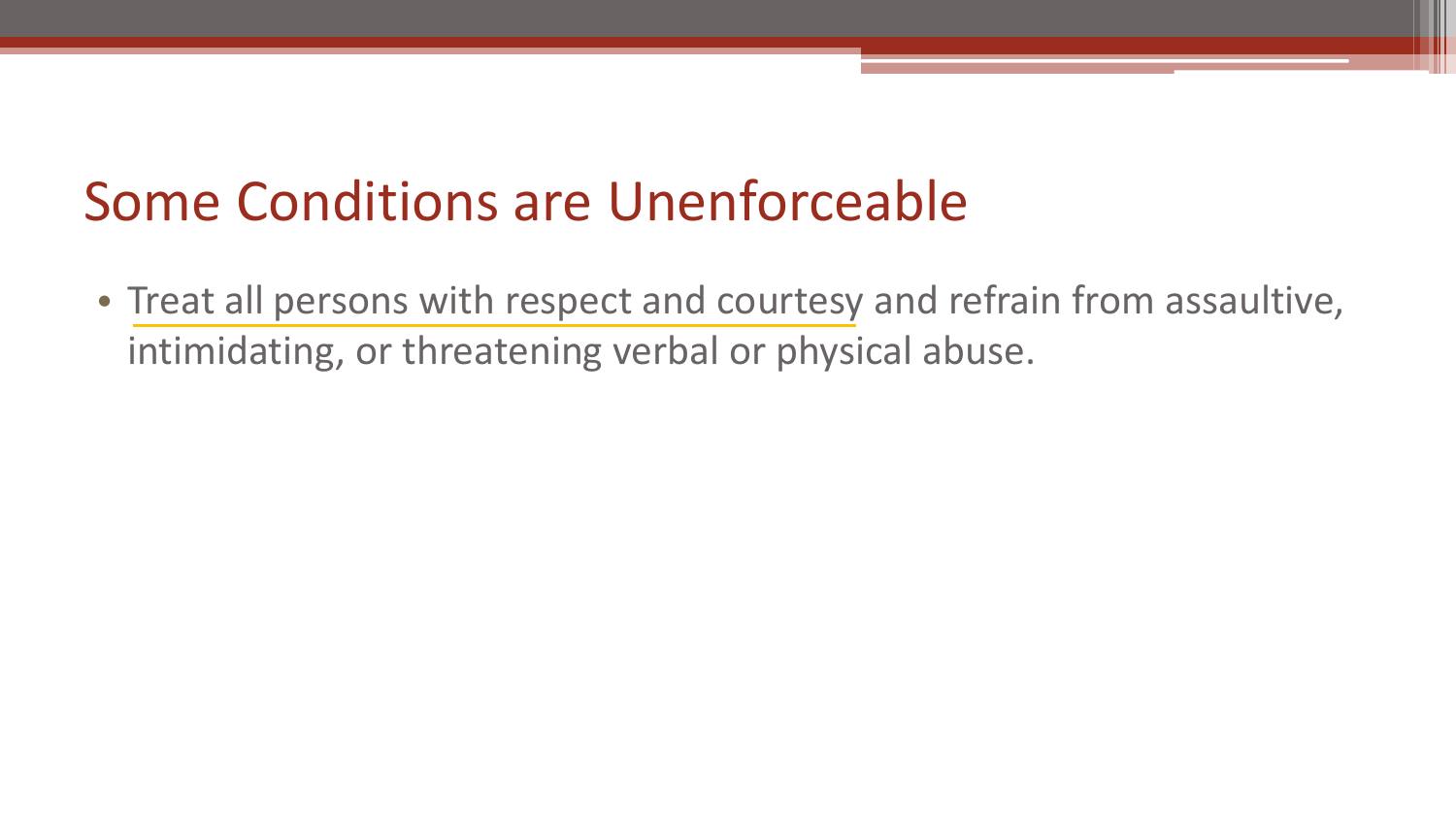# Some Conditions are Unenforceable

- Treat all persons with respect and courtesy and refrain from assaultive, intimidating, or threatening verbal or physical abuse.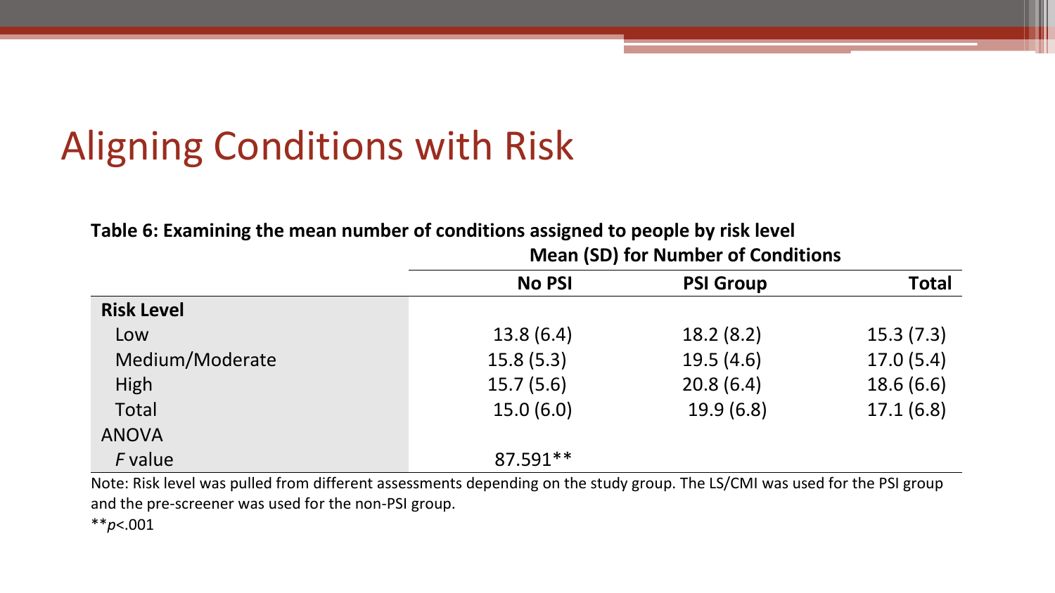# Aligning Conditions with Risk

**Table 6: Examining the mean number of conditions assigned to people by risk level**

| | Mean (SD) for Number of Conditions | | |
|---|---|---|---|
| | **No PSI** | **PSI Group** | **Total** |
| **Risk Level** | | | |
| Low | 13.8 (6.4) | 18.2 (8.2) | 15.3 (7.3) |
| Medium/Moderate | 15.8 (5.3) | 19.5 (4.6) | 17.0 (5.4) |
| High | 15.7 (5.6) | 20.8 (6.4) | 18.6 (6.6) |
| Total | 15.0 (6.0) | 19.9 (6.8) | 17.1 (6.8) |
| ANOVA | | | |
| *F* value | 87.591** | | |

Note: Risk level was pulled from different assessments depending on the study group. The LS/CMI was used for the PSI group and the pre-screener was used for the non-PSI group.

**$p<.001$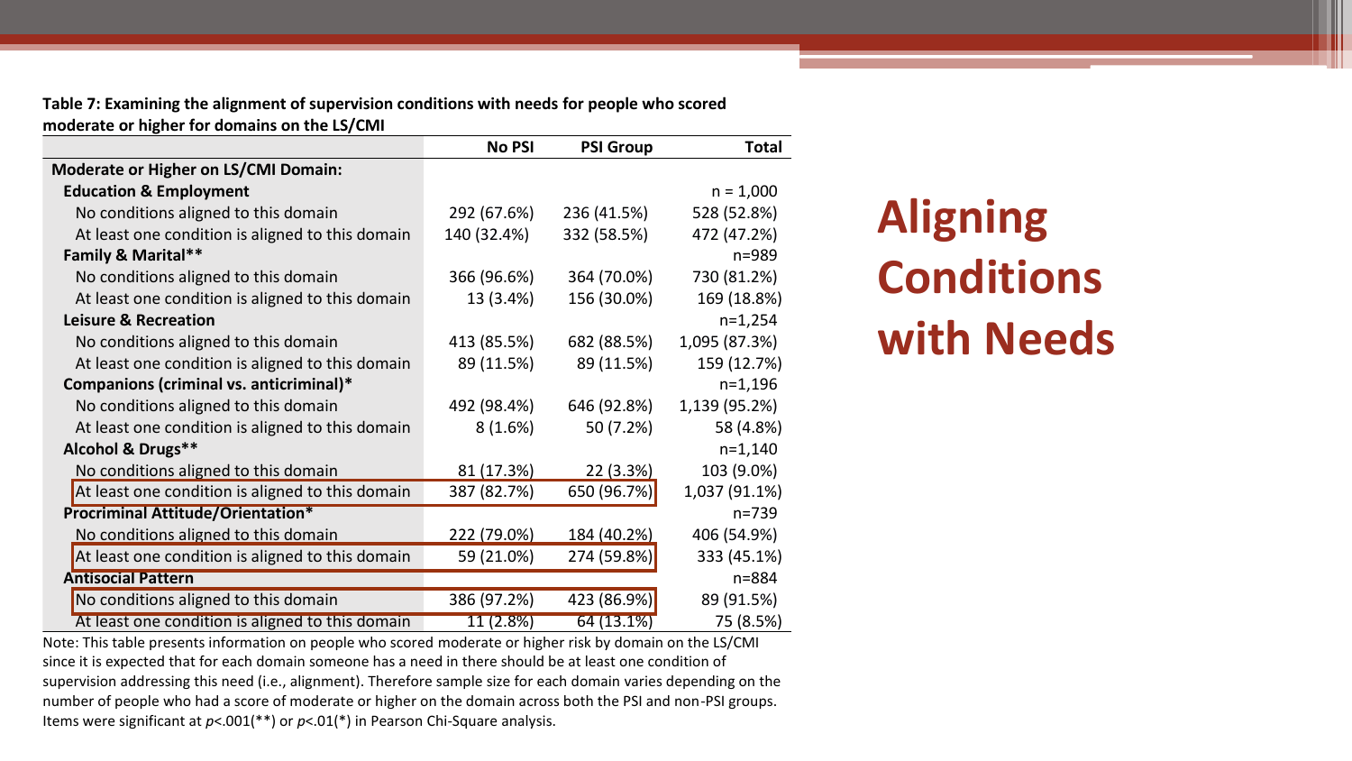# Aligning Conditions with Needs

**Table 7: Examining the alignment of supervision conditions with needs for people who scored moderate or higher for domains on the LS/CMI**

| | No PSI | PSI Group | Total |
|---|---|---|---|
| **Moderate or Higher on LS/CMI Domain:** | | | |
| **Education & Employment** | | | n = 1,000 |
| No conditions aligned to this domain | 292 (67.6%) | 236 (41.5%) | 528 (52.8%) |
| At least one condition is aligned to this domain | 140 (32.4%) | 332 (58.5%) | 472 (47.2%) |
| **Family & Marital**\*\* | | | n=989 |
| No conditions aligned to this domain | 366 (96.6%) | 364 (70.0%) | 730 (81.2%) |
| At least one condition is aligned to this domain | 13 (3.4%) | 156 (30.0%) | 169 (18.8%) |
| **Leisure & Recreation** | | | n=1,254 |
| No conditions aligned to this domain | 413 (85.5%) | 682 (88.5%) | 1,095 (87.3%) |
| At least one condition is aligned to this domain | 89 (11.5%) | 89 (11.5%) | 159 (12.7%) |
| **Companions (criminal vs. anticriminal)**\* | | | n=1,196 |
| No conditions aligned to this domain | 492 (98.4%) | 646 (92.8%) | 1,139 (95.2%) |
| At least one condition is aligned to this domain | 8 (1.6%) | 50 (7.2%) | 58 (4.8%) |
| **Alcohol & Drugs**\*\* | | | n=1,140 |
| No conditions aligned to this domain | 81 (17.3%) | 22 (3.3%) | 103 (9.0%) |
| At least one condition is aligned to this domain | 387 (82.7%) | 650 (96.7%) | 1,037 (91.1%) |
| **Procriminal Attitude/Orientation**\* | | | n=739 |
| No conditions aligned to this domain | 222 (79.0%) | 184 (40.2%) | 406 (54.9%) |
| At least one condition is aligned to this domain | 59 (21.0%) | 274 (59.8%) | 333 (45.1%) |
| **Antisocial Pattern** | | | n=884 |
| No conditions aligned to this domain | 386 (97.2%) | 423 (86.9%) | 89 (91.5%) |
| At least one condition is aligned to this domain | 11 (2.8%) | 64 (13.1%) | 75 (8.5%) |

Note: This table presents information on people who scored moderate or higher risk by domain on the LS/CMI since it is expected that for each domain someone has a need in there should be at least one condition of supervision addressing this need (i.e., alignment). Therefore sample size for each domain varies depending on the number of people who had a score of moderate or higher on the domain across both the PSI and non-PSI groups. Items were significant at $p<.001$(\*\*) or $p<.01$(\*) in Pearson Chi-Square analysis.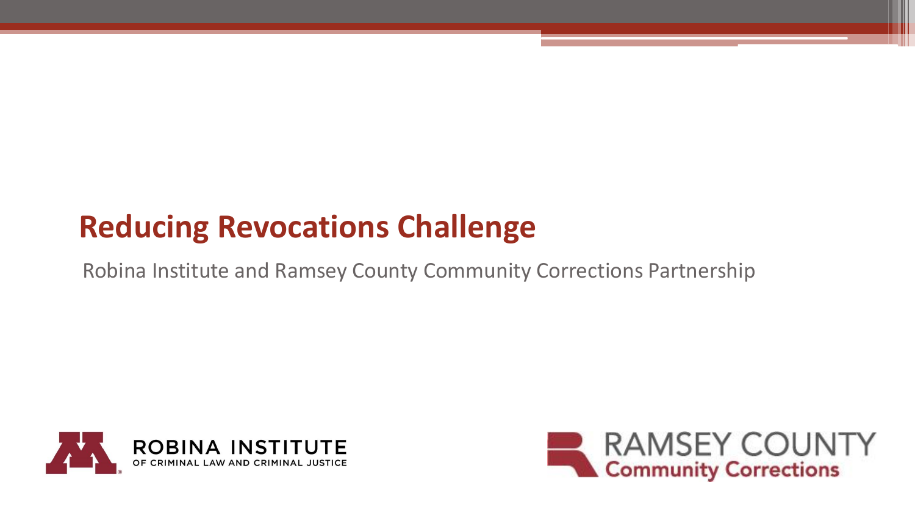# Reducing Revocations Challenge

Robina Institute and Ramsey County Community Corrections Partnership

ROBINA INSTITUTE OF CRIMINAL LAW AND CRIMINAL JUSTICE

RAMSEY COUNTY Community Corrections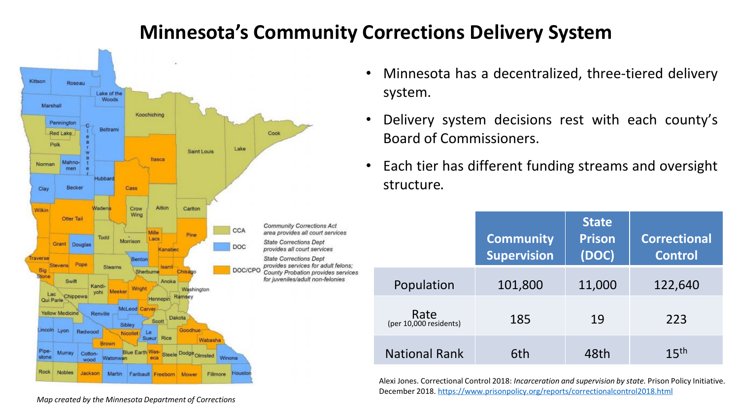# Minnesota's Community Corrections Delivery System

CCA — *Community Corrections Act area provides all court services*

DOC — *State Corrections Dept provides all court services*

DOC/CPO — *State Corrections Dept provides services for adult felons; County Probation provides services for juveniles/adult non-felonies*

*Map created by the Minnesota Department of Corrections*

- Minnesota has a decentralized, three-tiered delivery system.
- Delivery system decisions rest with each county's Board of Commissioners.
- Each tier has different funding streams and oversight structure.

| | Community Supervision | State Prison (DOC) | Correctional Control |
|---|---|---|---|
| Population | 101,800 | 11,000 | 122,640 |
| Rate (per 10,000 residents) | 185 | 19 | 223 |
| National Rank | 6th | 48th | 15th |

Alexi Jones. Correctional Control 2018: *Incarceration and supervision by state.* Prison Policy Initiative. December 2018. https://www.prisonpolicy.org/reports/correctionalcontrol2018.html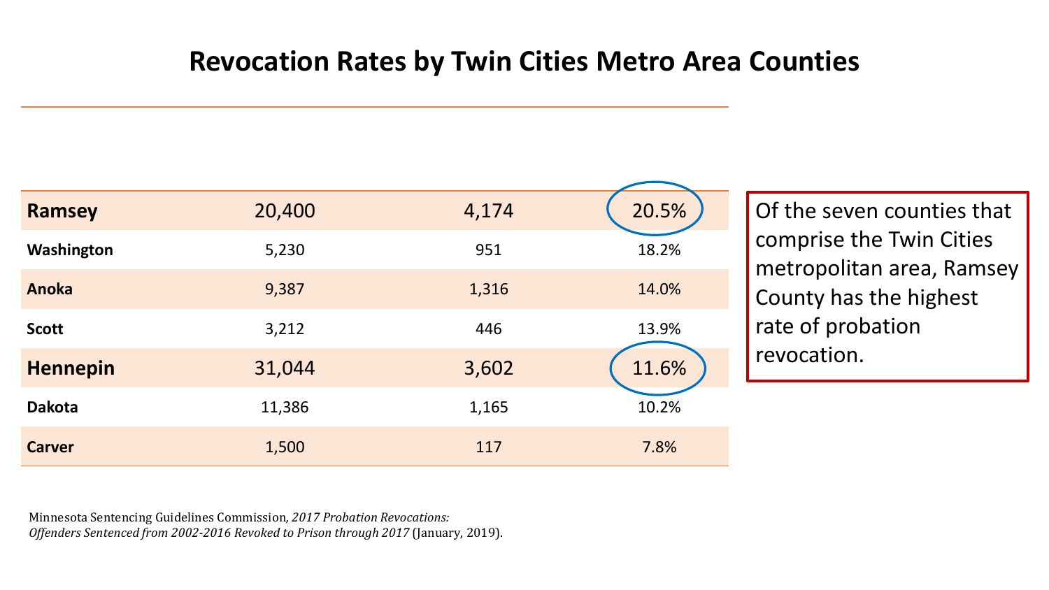# Revocation Rates by Twin Cities Metro Area Counties

| | | | |
|---|---|---|---|
| **Ramsey** | 20,400 | 4,174 | 20.5% |
| **Washington** | 5,230 | 951 | 18.2% |
| **Anoka** | 9,387 | 1,316 | 14.0% |
| **Scott** | 3,212 | 446 | 13.9% |
| **Hennepin** | 31,044 | 3,602 | 11.6% |
| **Dakota** | 11,386 | 1,165 | 10.2% |
| **Carver** | 1,500 | 117 | 7.8% |

Of the seven counties that comprise the Twin Cities metropolitan area, Ramsey County has the highest rate of probation revocation.

Minnesota Sentencing Guidelines Commission, *2017 Probation Revocations: Offenders Sentenced from 2002-2016 Revoked to Prison through 2017* (January, 2019).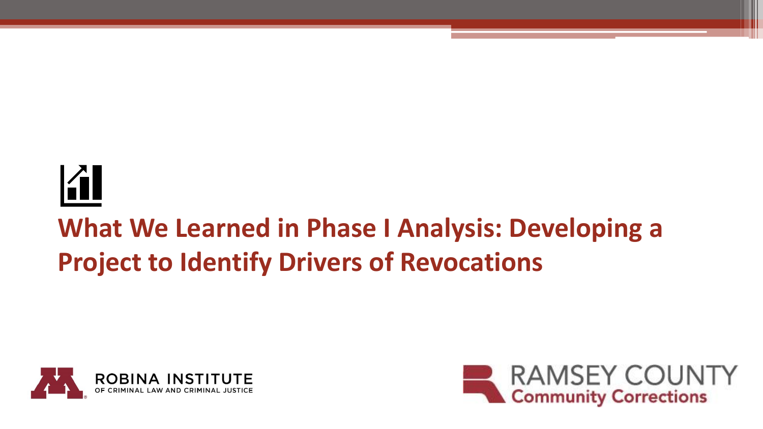# What We Learned in Phase I Analysis: Developing a Project to Identify Drivers of Revocations

ROBINA INSTITUTE OF CRIMINAL LAW AND CRIMINAL JUSTICE

RAMSEY COUNTY Community Corrections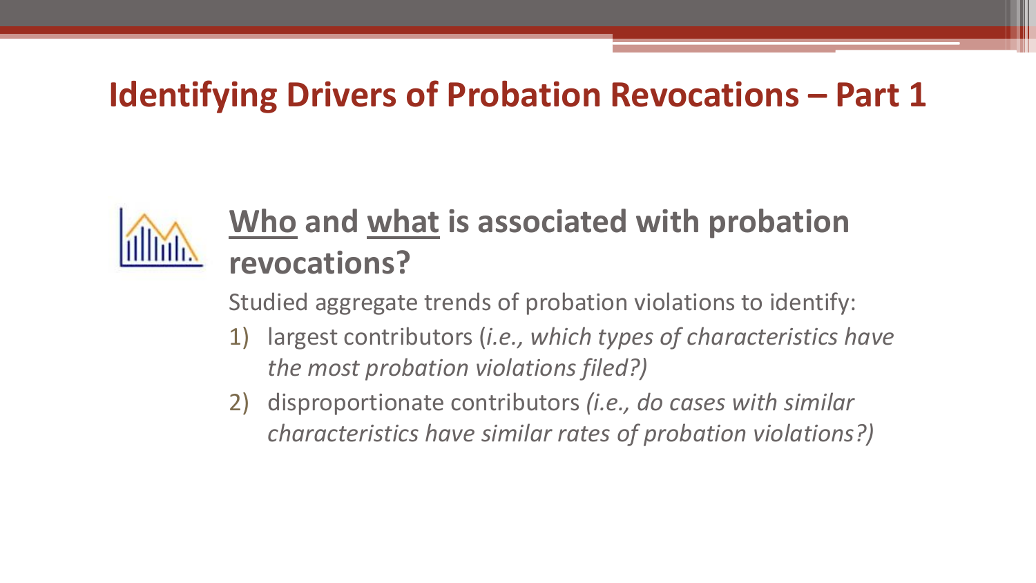# Identifying Drivers of Probation Revocations – Part 1

## <u>Who</u> and <u>what</u> is associated with probation revocations?

Studied aggregate trends of probation violations to identify:

1) largest contributors (*i.e., which types of characteristics have the most probation violations filed?)*
2) disproportionate contributors *(i.e., do cases with similar characteristics have similar rates of probation violations?)*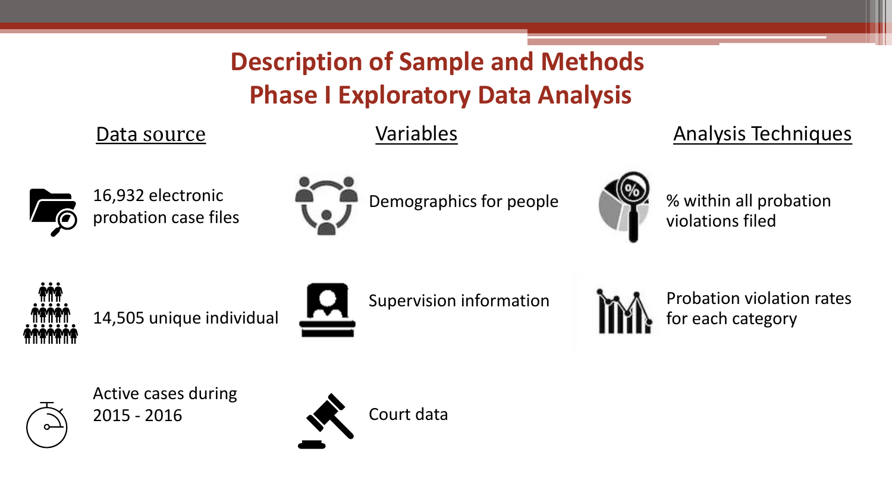# Description of Sample and Methods
# Phase I Exploratory Data Analysis

## Data source

- 16,932 electronic probation case files
- 14,505 unique individual
- Active cases during 2015 - 2016

## Variables

- Demographics for people
- Supervision information
- Court data

## Analysis Techniques

- % within all probation violations filed
- Probation violation rates for each category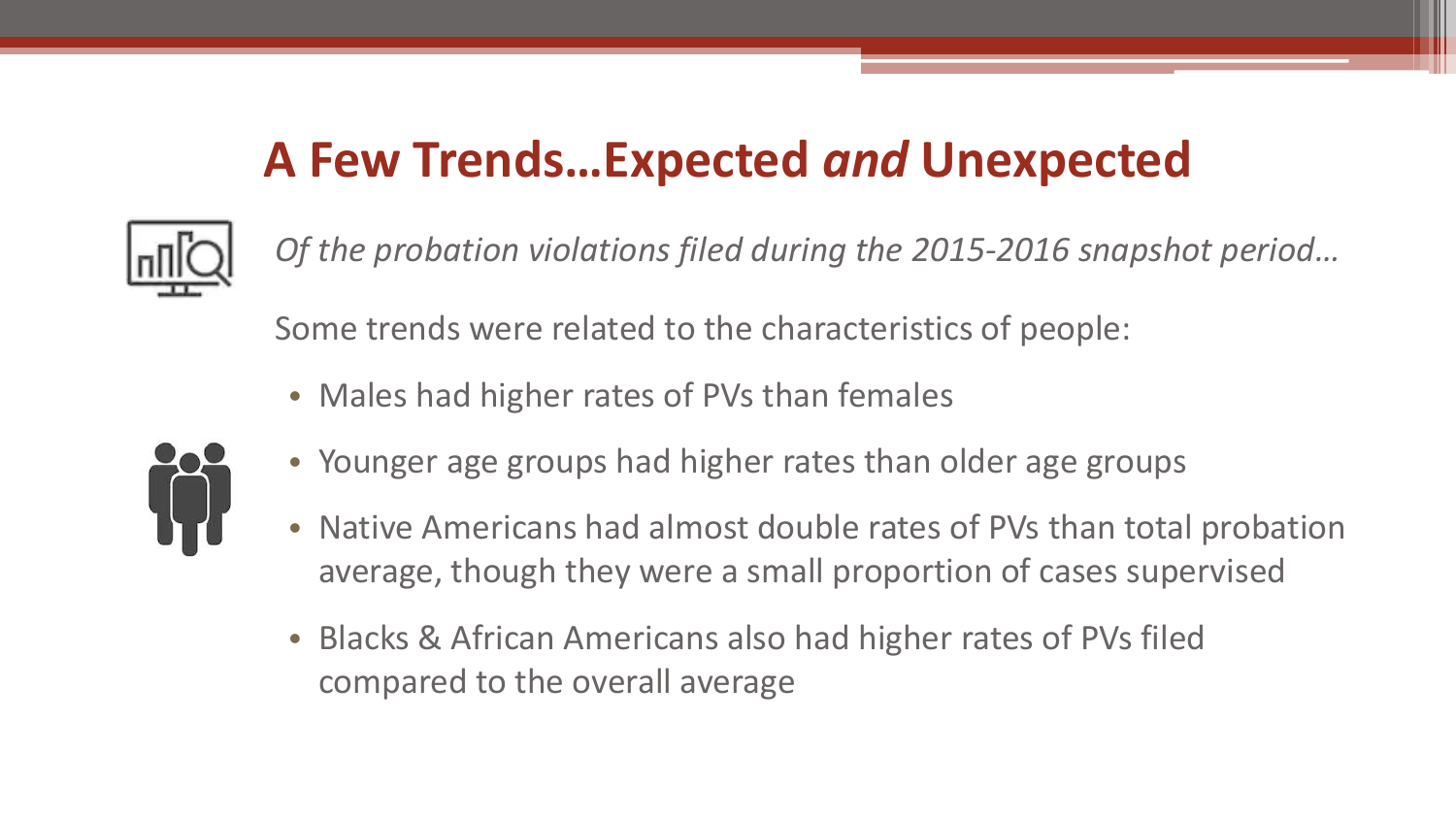# A Few Trends…Expected *and* Unexpected

*Of the probation violations filed during the 2015-2016 snapshot period…*

Some trends were related to the characteristics of people:

- Males had higher rates of PVs than females
- Younger age groups had higher rates than older age groups
- Native Americans had almost double rates of PVs than total probation average, though they were a small proportion of cases supervised
- Blacks & African Americans also had higher rates of PVs filed compared to the overall average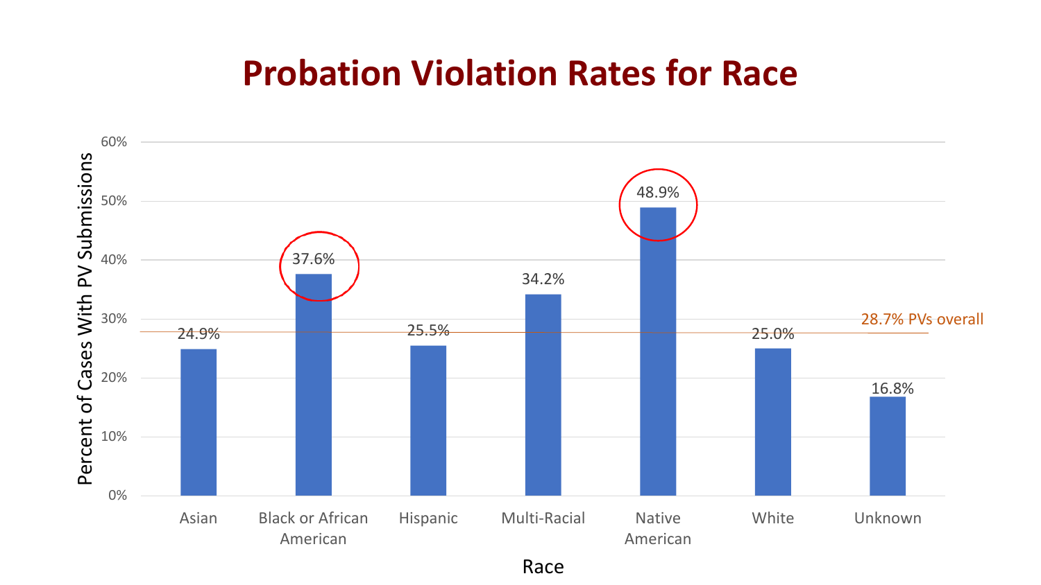# Probation Violation Rates for Race

| Race | Percent of Cases With PV Submissions |
|---|---|
| Asian | 24.9% |
| Black or African American | 37.6% |
| Hispanic | 25.5% |
| Multi-Racial | 34.2% |
| Native American | 48.9% |
| White | 25.0% |
| Unknown | 16.8% |

28.7% PVs overall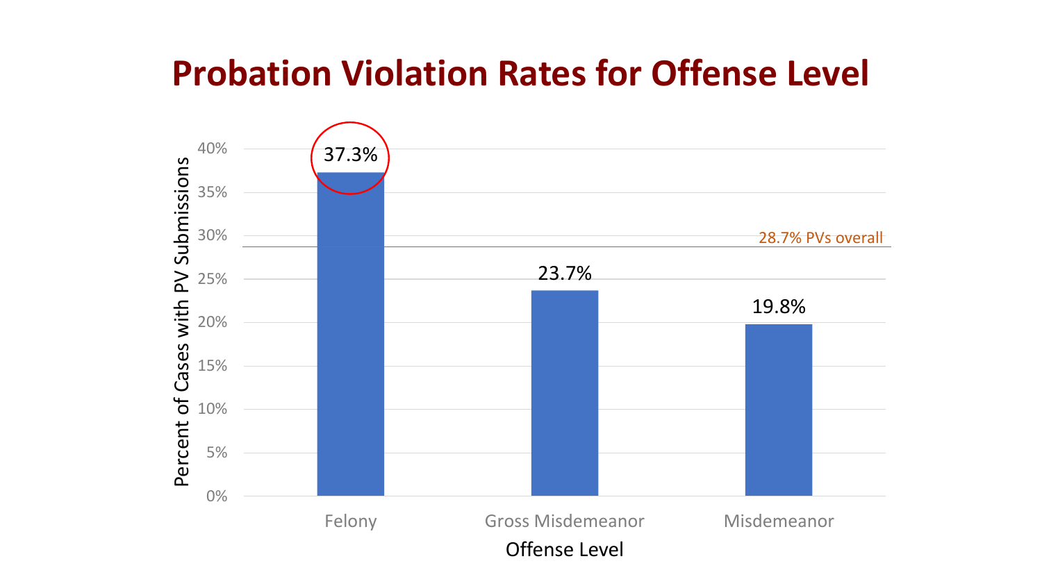# Probation Violation Rates for Offense Level

| Offense Level | Percent of Cases with PV Submissions |
| --- | --- |
| Felony | 37.3% |
| Gross Misdemeanor | 23.7% |
| Misdemeanor | 19.8% |

28.7% PVs overall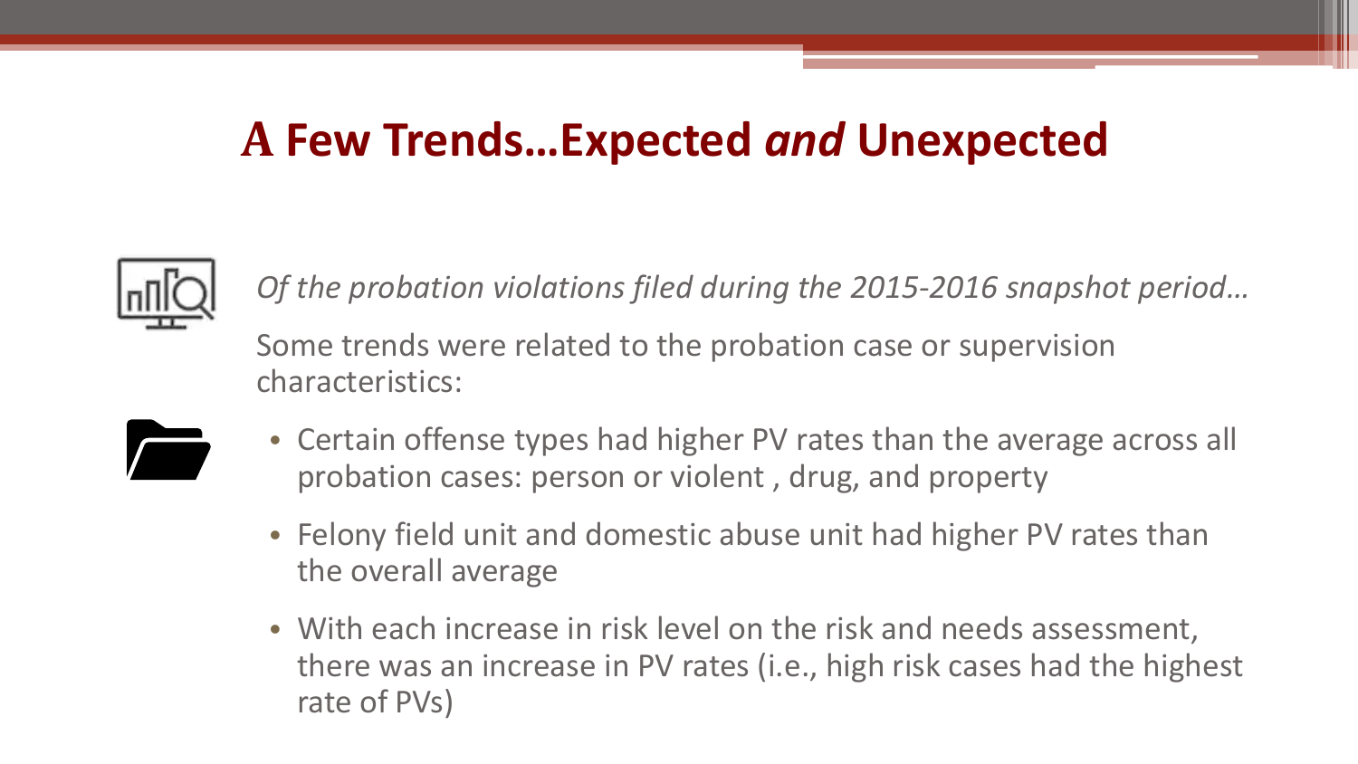# A Few Trends…Expected *and* Unexpected

*Of the probation violations filed during the 2015-2016 snapshot period…*

Some trends were related to the probation case or supervision characteristics:

- Certain offense types had higher PV rates than the average across all probation cases: person or violent , drug, and property
- Felony field unit and domestic abuse unit had higher PV rates than the overall average
- With each increase in risk level on the risk and needs assessment, there was an increase in PV rates (i.e., high risk cases had the highest rate of PVs)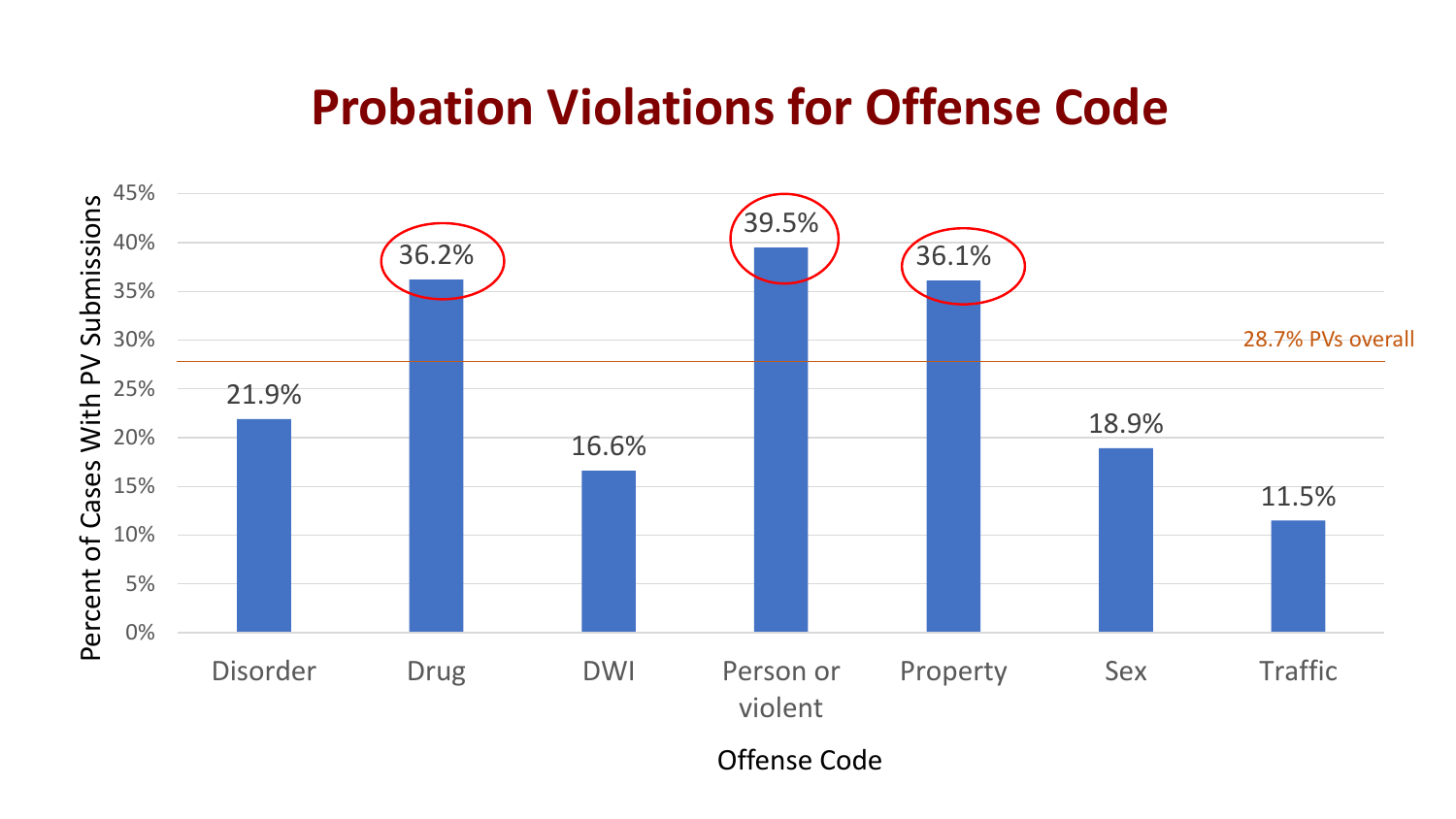# Probation Violations for Offense Code

| Offense Code | Percent of Cases With PV Submissions |
|---|---|
| Disorder | 21.9% |
| Drug | 36.2% |
| DWI | 16.6% |
| Person or violent | 39.5% |
| Property | 36.1% |
| Sex | 18.9% |
| Traffic | 11.5% |

28.7% PVs overall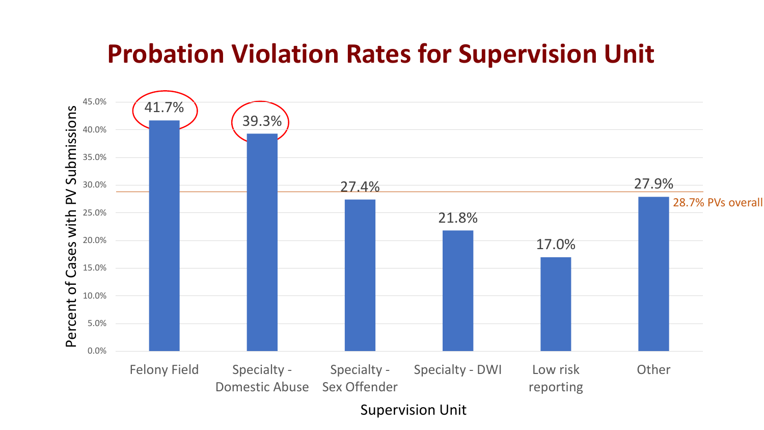# Probation Violation Rates for Supervision Unit

| Supervision Unit | Percent of Cases with PV Submissions |
|---|---|
| Felony Field | 41.7% |
| Specialty - Domestic Abuse | 39.3% |
| Specialty - Sex Offender | 27.4% |
| Specialty - DWI | 21.8% |
| Low risk reporting | 17.0% |
| Other | 27.9% |

28.7% PVs overall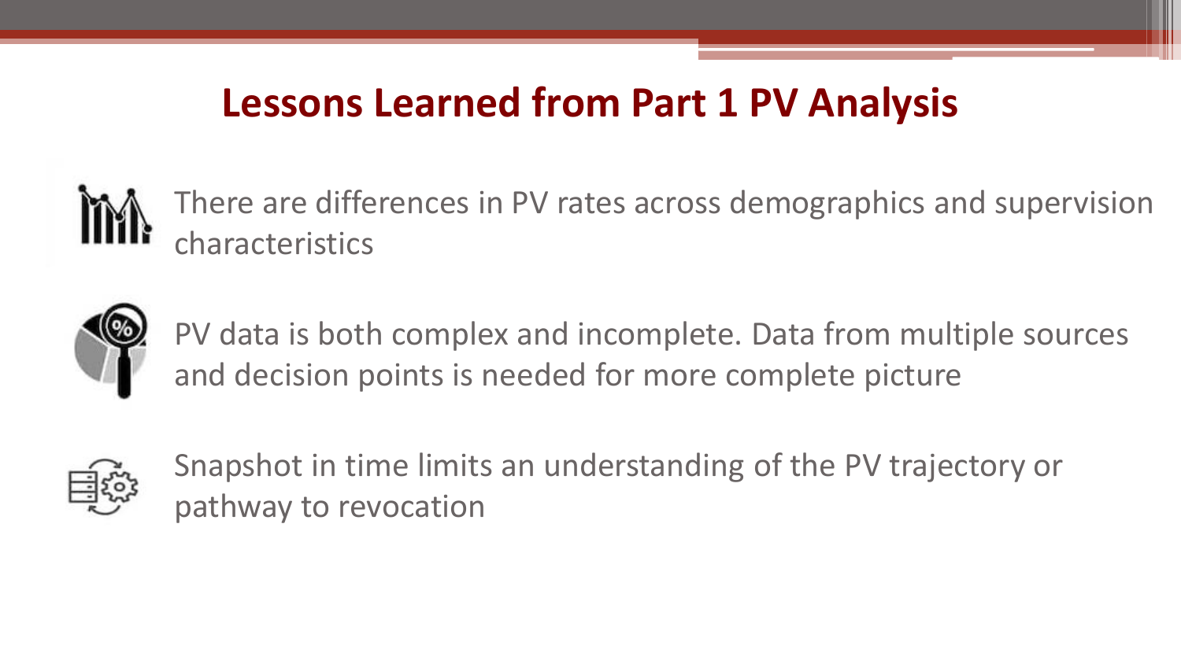# Lessons Learned from Part 1 PV Analysis

- There are differences in PV rates across demographics and supervision characteristics

- PV data is both complex and incomplete. Data from multiple sources and decision points is needed for more complete picture

- Snapshot in time limits an understanding of the PV trajectory or pathway to revocation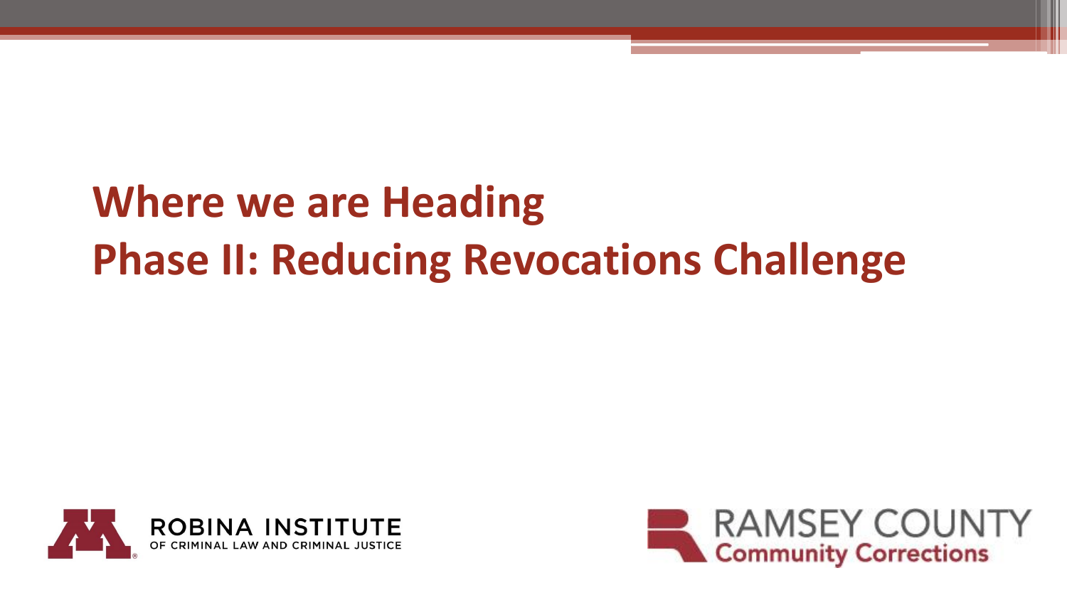# Where we are Heading
# Phase II: Reducing Revocations Challenge

ROBINA INSTITUTE
OF CRIMINAL LAW AND CRIMINAL JUSTICE

RAMSEY COUNTY
Community Corrections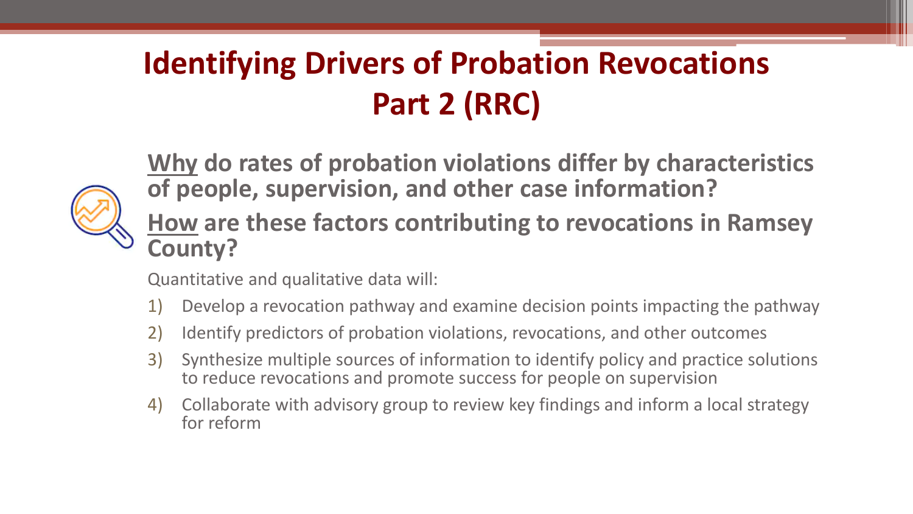# Identifying Drivers of Probation Revocations Part 2 (RRC)

**Why do rates of probation violations differ by characteristics of people, supervision, and other case information?**

**How are these factors contributing to revocations in Ramsey County?**

Quantitative and qualitative data will:

1) Develop a revocation pathway and examine decision points impacting the pathway
2) Identify predictors of probation violations, revocations, and other outcomes
3) Synthesize multiple sources of information to identify policy and practice solutions to reduce revocations and promote success for people on supervision
4) Collaborate with advisory group to review key findings and inform a local strategy for reform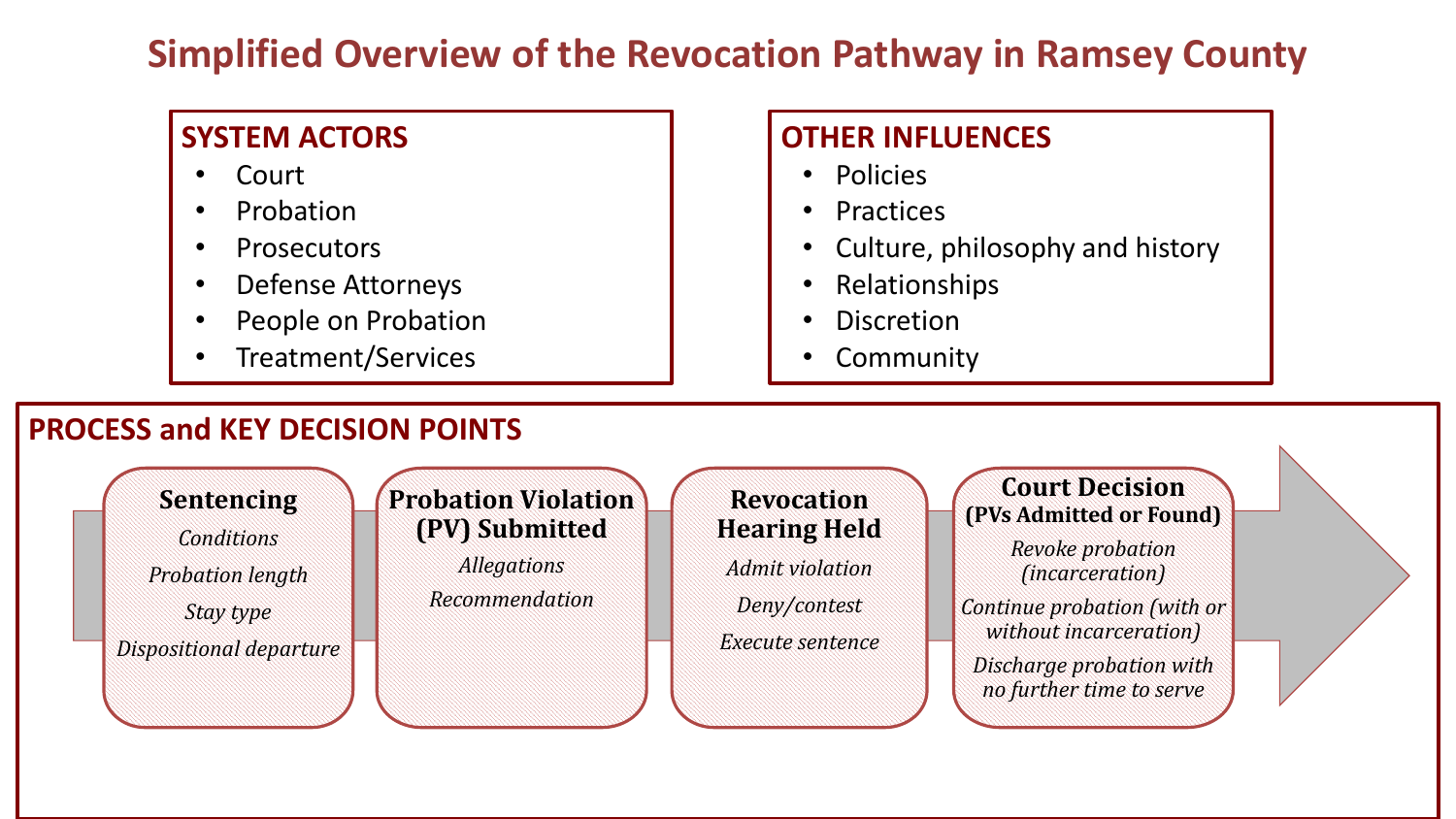# Simplified Overview of the Revocation Pathway in Ramsey County

## SYSTEM ACTORS

- Court
- Probation
- Prosecutors
- Defense Attorneys
- People on Probation
- Treatment/Services

## OTHER INFLUENCES

- Policies
- Practices
- Culture, philosophy and history
- Relationships
- Discretion
- Community

## PROCESS and KEY DECISION POINTS

**Sentencing**

*Conditions*

*Probation length*

*Stay type*

*Dispositional departure*

→

**Probation Violation (PV) Submitted**

*Allegations*

*Recommendation*

→

**Revocation Hearing Held**

*Admit violation*

*Deny/contest*

*Execute sentence*

→

**Court Decision (PVs Admitted or Found)**

*Revoke probation (incarceration)*

*Continue probation (with or without incarceration)*

*Discharge probation with no further time to serve*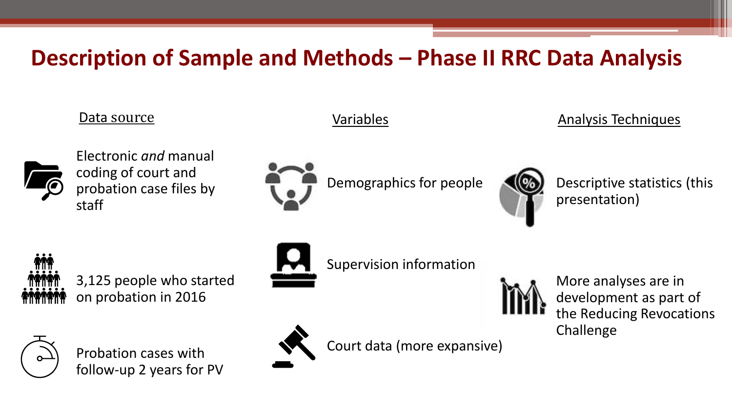# Description of Sample and Methods – Phase II RRC Data Analysis

## Data source

- Electronic *and* manual coding of court and probation case files by staff
- 3,125 people who started on probation in 2016
- Probation cases with follow-up 2 years for PV

## Variables

- Demographics for people
- Supervision information
- Court data (more expansive)

## Analysis Techniques

- Descriptive statistics (this presentation)
- More analyses are in development as part of the Reducing Revocations Challenge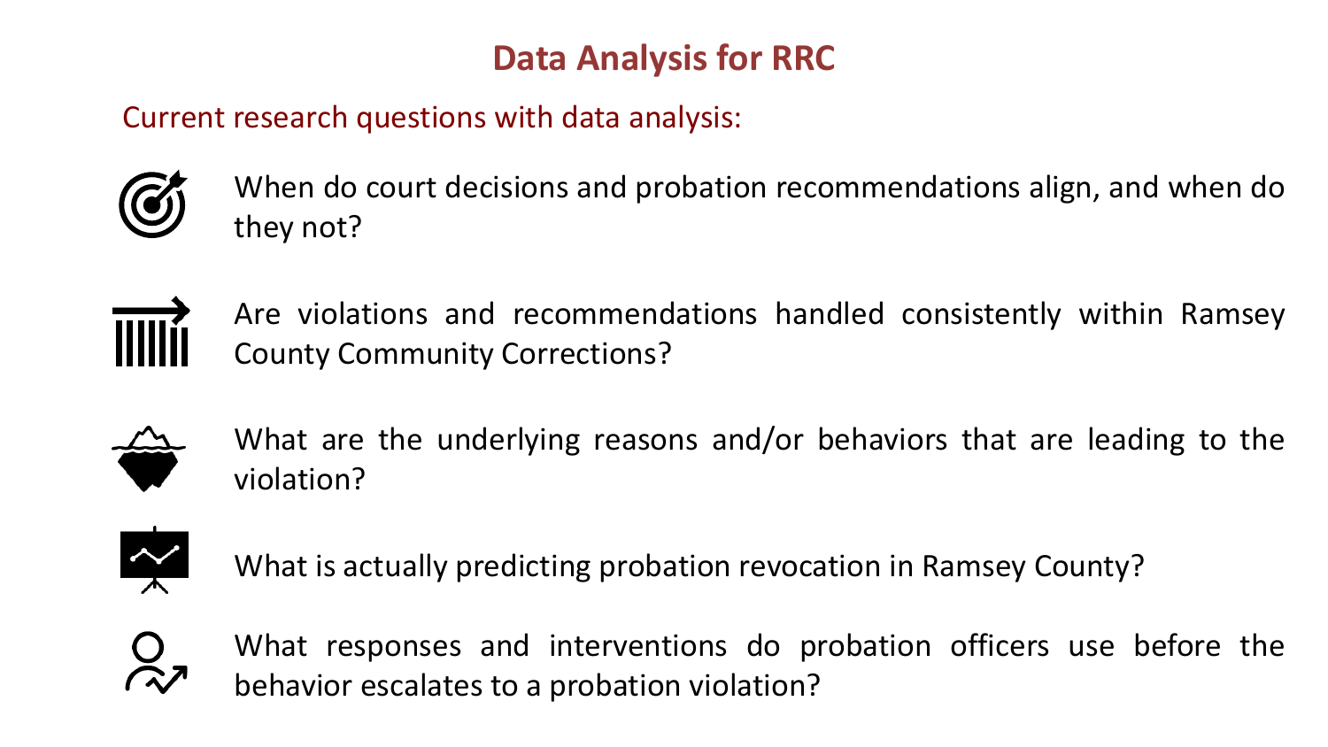# Data Analysis for RRC

Current research questions with data analysis:

- When do court decisions and probation recommendations align, and when do they not?
- Are violations and recommendations handled consistently within Ramsey County Community Corrections?
- What are the underlying reasons and/or behaviors that are leading to the violation?
- What is actually predicting probation revocation in Ramsey County?
- What responses and interventions do probation officers use before the behavior escalates to a probation violation?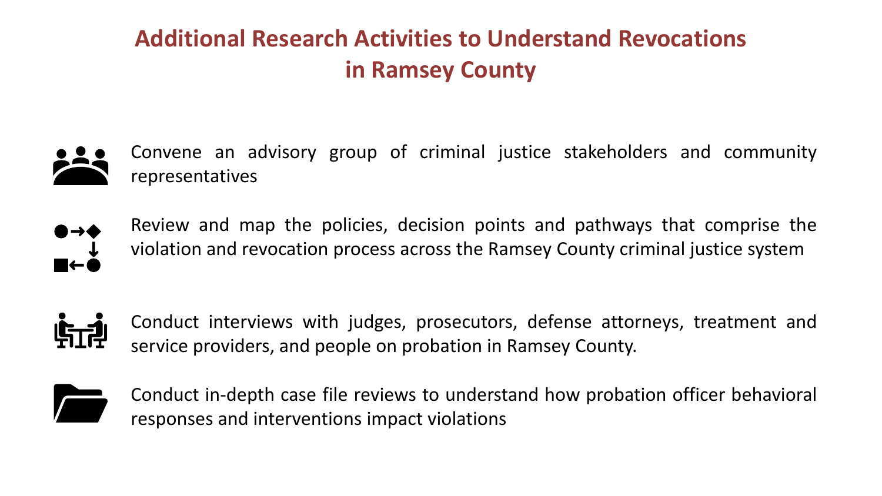# Additional Research Activities to Understand Revocations in Ramsey County

- Convene an advisory group of criminal justice stakeholders and community representatives
- Review and map the policies, decision points and pathways that comprise the violation and revocation process across the Ramsey County criminal justice system
- Conduct interviews with judges, prosecutors, defense attorneys, treatment and service providers, and people on probation in Ramsey County.
- Conduct in-depth case file reviews to understand how probation officer behavioral responses and interventions impact violations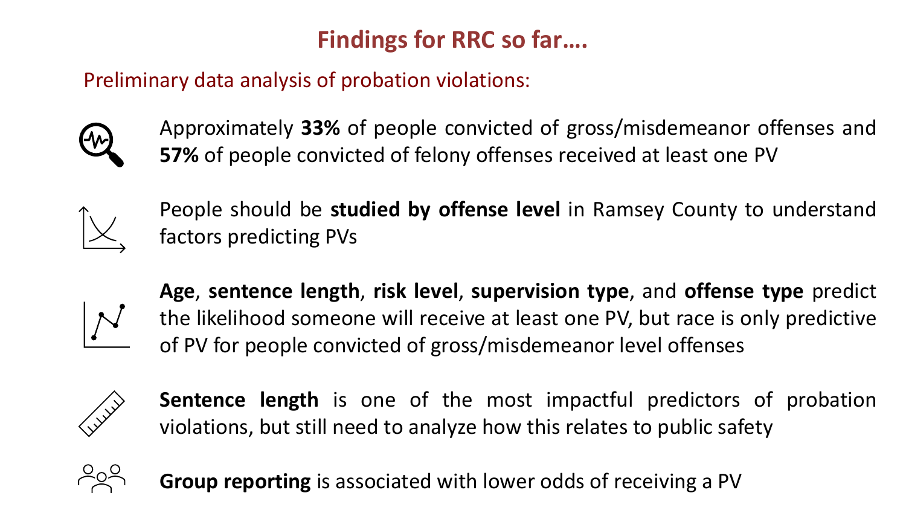# Findings for RRC so far….

Preliminary data analysis of probation violations:

- Approximately **33%** of people convicted of gross/misdemeanor offenses and **57%** of people convicted of felony offenses received at least one PV
- People should be **studied by offense level** in Ramsey County to understand factors predicting PVs
- **Age**, **sentence length**, **risk level**, **supervision type**, and **offense type** predict the likelihood someone will receive at least one PV, but race is only predictive of PV for people convicted of gross/misdemeanor level offenses
- **Sentence length** is one of the most impactful predictors of probation violations, but still need to analyze how this relates to public safety
- **Group reporting** is associated with lower odds of receiving a PV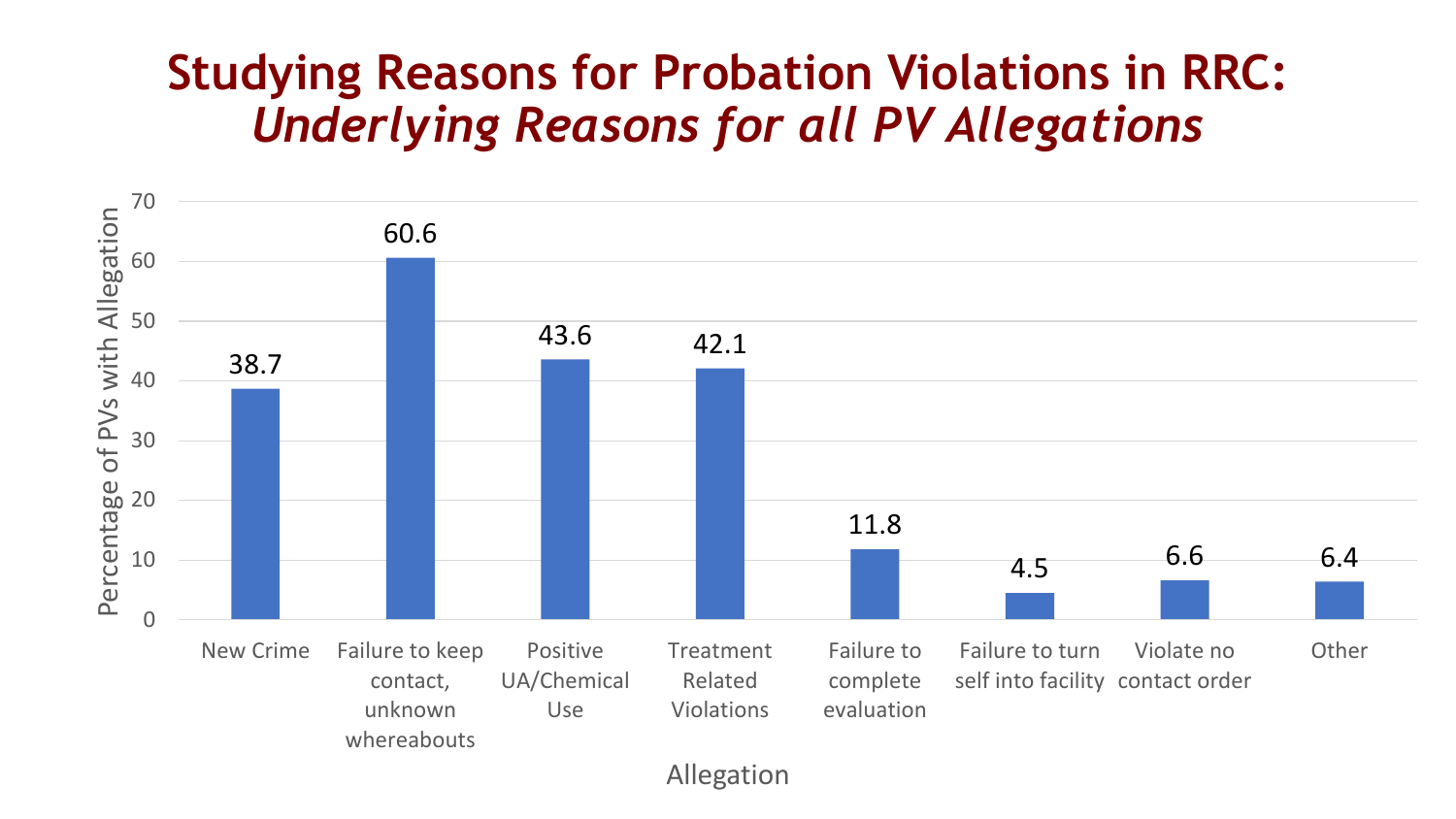# Studying Reasons for Probation Violations in RRC: *Underlying Reasons for all PV Allegations*

| Allegation | Percentage of PVs with Allegation |
|---|---|
| New Crime | 38.7 |
| Failure to keep contact, unknown whereabouts | 60.6 |
| Positive UA/Chemical Use | 43.6 |
| Treatment Related Violations | 42.1 |
| Failure to complete evaluation | 11.8 |
| Failure to turn self into facility | 4.5 |
| Violate no contact order | 6.6 |
| Other | 6.4 |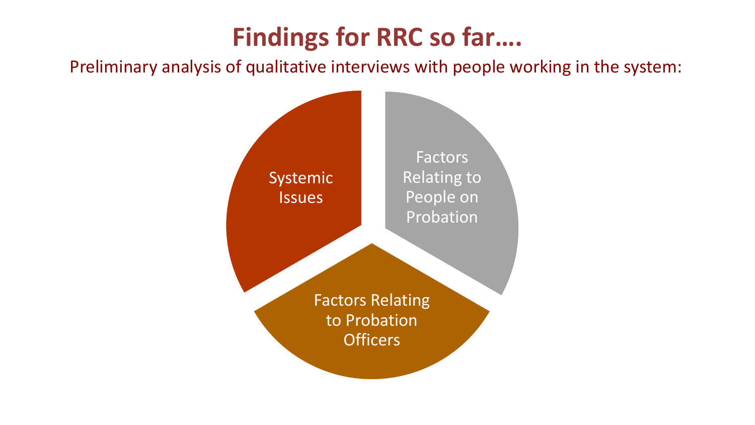# Findings for RRC so far….

Preliminary analysis of qualitative interviews with people working in the system:

- Systemic Issues
- Factors Relating to People on Probation
- Factors Relating to Probation Officers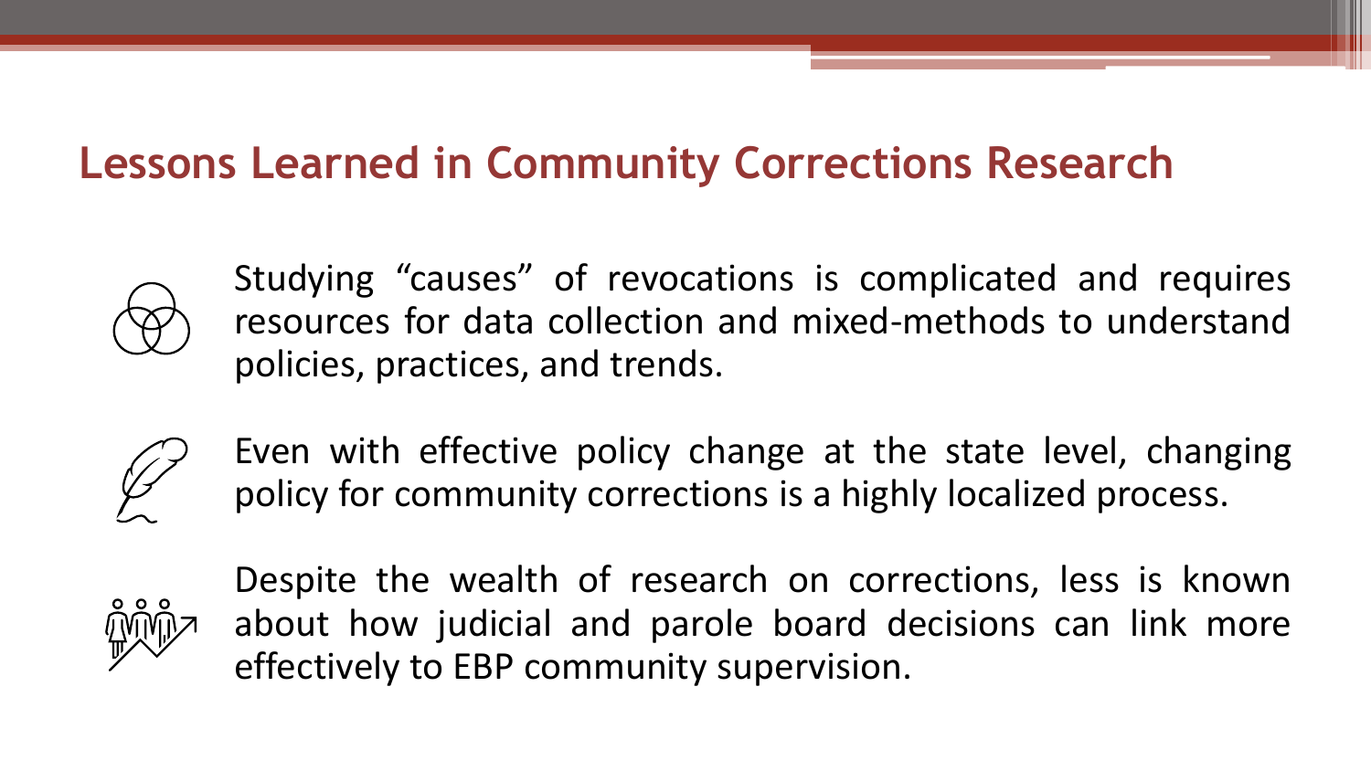# Lessons Learned in Community Corrections Research

- Studying "causes" of revocations is complicated and requires resources for data collection and mixed-methods to understand policies, practices, and trends.

- Even with effective policy change at the state level, changing policy for community corrections is a highly localized process.

- Despite the wealth of research on corrections, less is known about how judicial and parole board decisions can link more effectively to EBP community supervision.